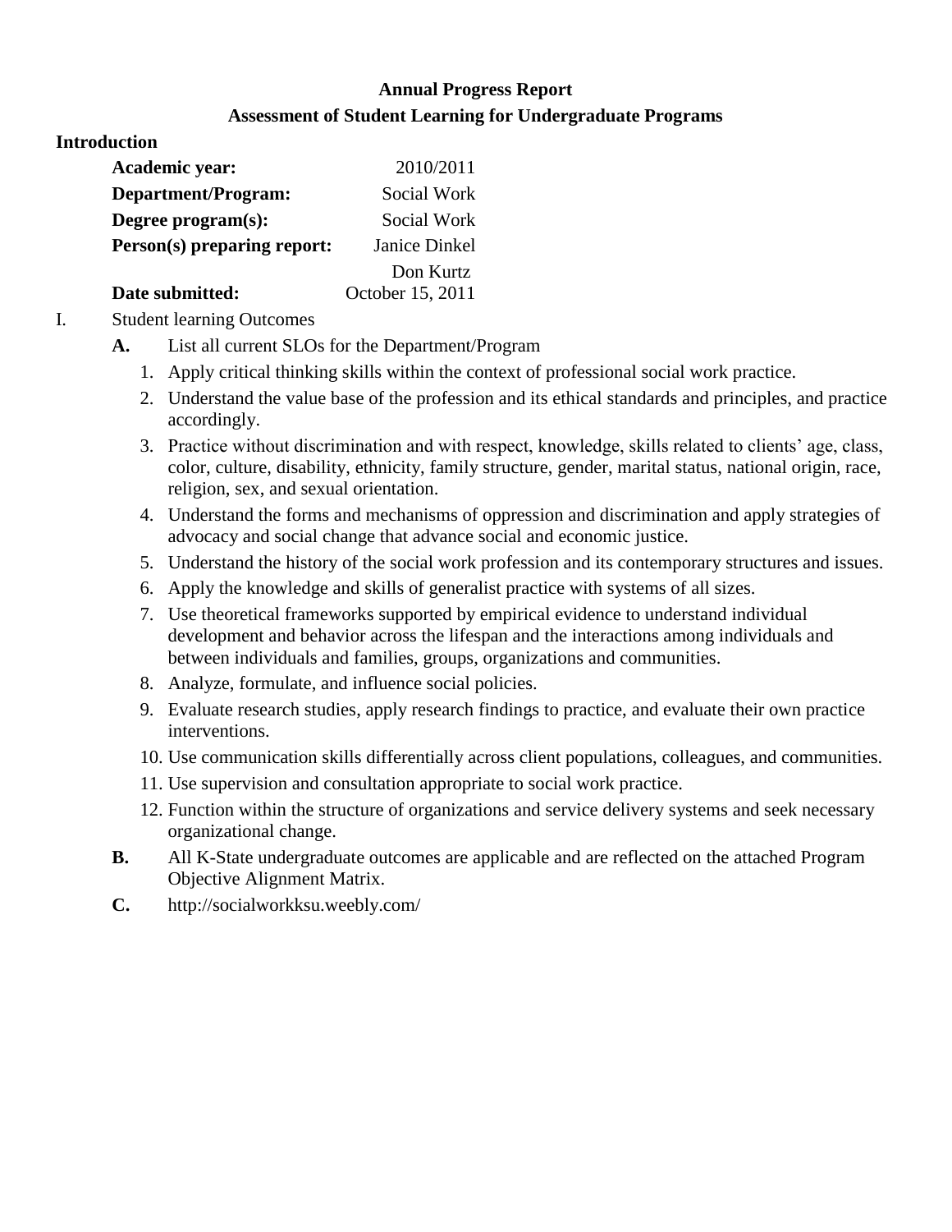**Annual Progress Report**

**Assessment of Student Learning for Undergraduate Programs**

**Introduction**

| | |
|---|---|
| **Academic year:** | 2010/2011 |
| **Department/Program:** | Social Work |
| **Degree program(s):** | Social Work |
| **Person(s) preparing report:** | Janice Dinkel<br>Don Kurtz |
| **Date submitted:** | October 15, 2011 |

I. Student learning Outcomes

**A.** List all current SLOs for the Department/Program

1. Apply critical thinking skills within the context of professional social work practice.
2. Understand the value base of the profession and its ethical standards and principles, and practice accordingly.
3. Practice without discrimination and with respect, knowledge, skills related to clients' age, class, color, culture, disability, ethnicity, family structure, gender, marital status, national origin, race, religion, sex, and sexual orientation.
4. Understand the forms and mechanisms of oppression and discrimination and apply strategies of advocacy and social change that advance social and economic justice.
5. Understand the history of the social work profession and its contemporary structures and issues.
6. Apply the knowledge and skills of generalist practice with systems of all sizes.
7. Use theoretical frameworks supported by empirical evidence to understand individual development and behavior across the lifespan and the interactions among individuals and between individuals and families, groups, organizations and communities.
8. Analyze, formulate, and influence social policies.
9. Evaluate research studies, apply research findings to practice, and evaluate their own practice interventions.
10. Use communication skills differentially across client populations, colleagues, and communities.
11. Use supervision and consultation appropriate to social work practice.
12. Function within the structure of organizations and service delivery systems and seek necessary organizational change.

**B.** All K-State undergraduate outcomes are applicable and are reflected on the attached Program Objective Alignment Matrix.

**C.** http://socialworkksu.weebly.com/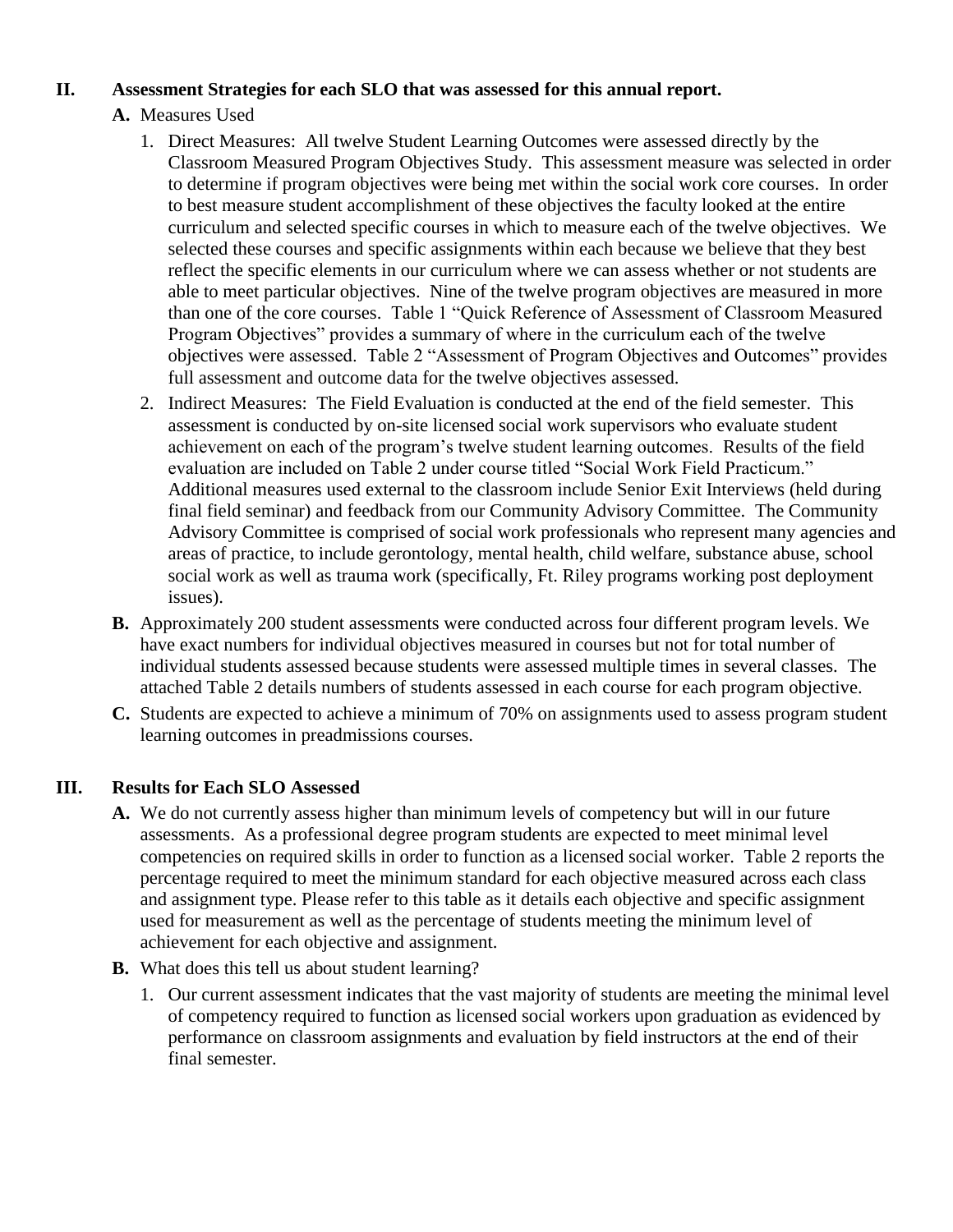## II. Assessment Strategies for each SLO that was assessed for this annual report.

**A.** Measures Used

1. Direct Measures: All twelve Student Learning Outcomes were assessed directly by the Classroom Measured Program Objectives Study. This assessment measure was selected in order to determine if program objectives were being met within the social work core courses. In order to best measure student accomplishment of these objectives the faculty looked at the entire curriculum and selected specific courses in which to measure each of the twelve objectives. We selected these courses and specific assignments within each because we believe that they best reflect the specific elements in our curriculum where we can assess whether or not students are able to meet particular objectives. Nine of the twelve program objectives are measured in more than one of the core courses. Table 1 "Quick Reference of Assessment of Classroom Measured Program Objectives" provides a summary of where in the curriculum each of the twelve objectives were assessed. Table 2 "Assessment of Program Objectives and Outcomes" provides full assessment and outcome data for the twelve objectives assessed.
2. Indirect Measures: The Field Evaluation is conducted at the end of the field semester. This assessment is conducted by on-site licensed social work supervisors who evaluate student achievement on each of the program's twelve student learning outcomes. Results of the field evaluation are included on Table 2 under course titled "Social Work Field Practicum." Additional measures used external to the classroom include Senior Exit Interviews (held during final field seminar) and feedback from our Community Advisory Committee. The Community Advisory Committee is comprised of social work professionals who represent many agencies and areas of practice, to include gerontology, mental health, child welfare, substance abuse, school social work as well as trauma work (specifically, Ft. Riley programs working post deployment issues).

**B.** Approximately 200 student assessments were conducted across four different program levels. We have exact numbers for individual objectives measured in courses but not for total number of individual students assessed because students were assessed multiple times in several classes. The attached Table 2 details numbers of students assessed in each course for each program objective.

**C.** Students are expected to achieve a minimum of 70% on assignments used to assess program student learning outcomes in preadmissions courses.

## III. Results for Each SLO Assessed

**A.** We do not currently assess higher than minimum levels of competency but will in our future assessments. As a professional degree program students are expected to meet minimal level competencies on required skills in order to function as a licensed social worker. Table 2 reports the percentage required to meet the minimum standard for each objective measured across each class and assignment type. Please refer to this table as it details each objective and specific assignment used for measurement as well as the percentage of students meeting the minimum level of achievement for each objective and assignment.

**B.** What does this tell us about student learning?

1. Our current assessment indicates that the vast majority of students are meeting the minimal level of competency required to function as licensed social workers upon graduation as evidenced by performance on classroom assignments and evaluation by field instructors at the end of their final semester.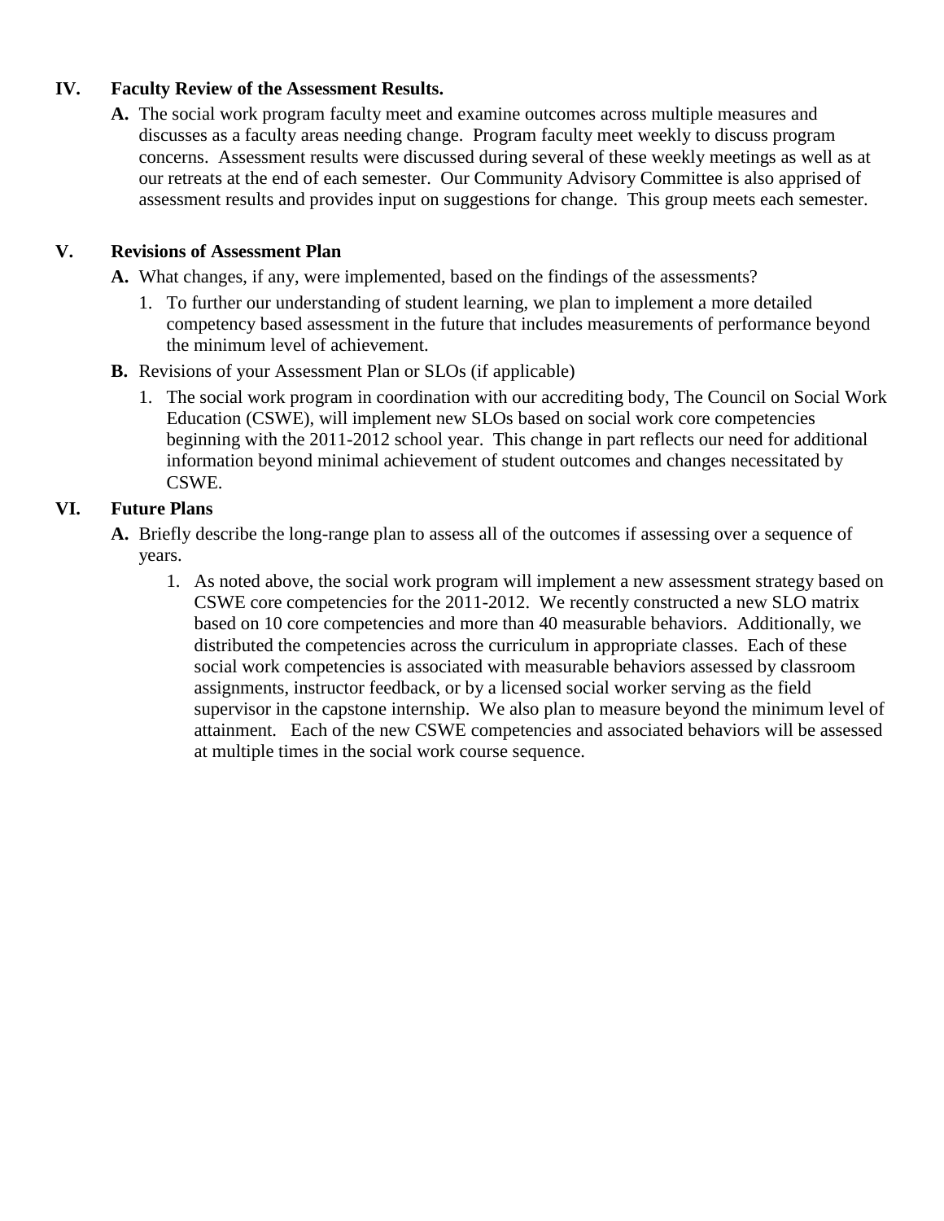## IV. Faculty Review of the Assessment Results.

**A.** The social work program faculty meet and examine outcomes across multiple measures and discusses as a faculty areas needing change. Program faculty meet weekly to discuss program concerns. Assessment results were discussed during several of these weekly meetings as well as at our retreats at the end of each semester. Our Community Advisory Committee is also apprised of assessment results and provides input on suggestions for change. This group meets each semester.

## V. Revisions of Assessment Plan

**A.** What changes, if any, were implemented, based on the findings of the assessments?

1. To further our understanding of student learning, we plan to implement a more detailed competency based assessment in the future that includes measurements of performance beyond the minimum level of achievement.

**B.** Revisions of your Assessment Plan or SLOs (if applicable)

1. The social work program in coordination with our accrediting body, The Council on Social Work Education (CSWE), will implement new SLOs based on social work core competencies beginning with the 2011-2012 school year. This change in part reflects our need for additional information beyond minimal achievement of student outcomes and changes necessitated by CSWE.

## VI. Future Plans

**A.** Briefly describe the long-range plan to assess all of the outcomes if assessing over a sequence of years.

1. As noted above, the social work program will implement a new assessment strategy based on CSWE core competencies for the 2011-2012. We recently constructed a new SLO matrix based on 10 core competencies and more than 40 measurable behaviors. Additionally, we distributed the competencies across the curriculum in appropriate classes. Each of these social work competencies is associated with measurable behaviors assessed by classroom assignments, instructor feedback, or by a licensed social worker serving as the field supervisor in the capstone internship. We also plan to measure beyond the minimum level of attainment. Each of the new CSWE competencies and associated behaviors will be assessed at multiple times in the social work course sequence.